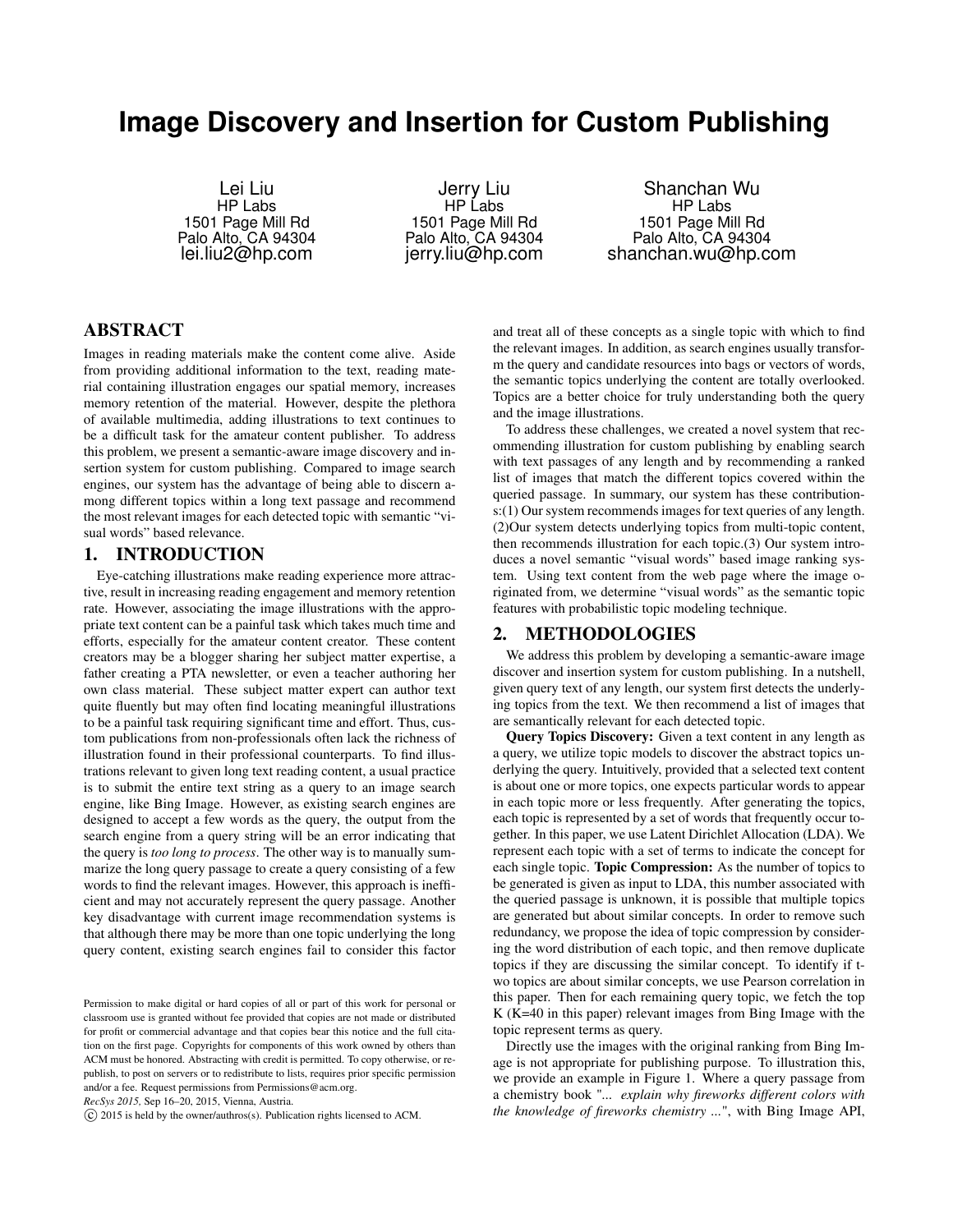# Image Discovery and Insertion for Custom Publishing

Lei Liu
HP Labs
1501 Page Mill Rd
Palo Alto, CA 94304
lei.liu2@hp.com

Jerry Liu
HP Labs
1501 Page Mill Rd
Palo Alto, CA 94304
jerry.liu@hp.com

Shanchan Wu
HP Labs
1501 Page Mill Rd
Palo Alto, CA 94304
shanchan.wu@hp.com

## ABSTRACT

Images in reading materials make the content come alive. Aside from providing additional information to the text, reading material containing illustration engages our spatial memory, increases memory retention of the material. However, despite the plethora of available multimedia, adding illustrations to text continues to be a difficult task for the amateur content publisher. To address this problem, we present a semantic-aware image discovery and insertion system for custom publishing. Compared to image search engines, our system has the advantage of being able to discern among different topics within a long text passage and recommend the most relevant images for each detected topic with semantic "visual words" based relevance.

## 1. INTRODUCTION

Eye-catching illustrations make reading experience more attractive, result in increasing reading engagement and memory retention rate. However, associating the image illustrations with the appropriate text content can be a painful task which takes much time and efforts, especially for the amateur content creator. These content creators may be a blogger sharing her subject matter expertise, a father creating a PTA newsletter, or even a teacher authoring her own class material. These subject matter expert can author text quite fluently but may often find locating meaningful illustrations to be a painful task requiring significant time and effort. Thus, custom publications from non-professionals often lack the richness of illustration found in their professional counterparts. To find illustrations relevant to given long text reading content, a usual practice is to submit the entire text string as a query to an image search engine, like Bing Image. However, as existing search engines are designed to accept a few words as the query, the output from the search engine from a query string will be an error indicating that the query is *too long to process*. The other way is to manually summarize the long query passage to create a query consisting of a few words to find the relevant images. However, this approach is inefficient and may not accurately represent the query passage. Another key disadvantage with current image recommendation systems is that although there may be more than one topic underlying the long query content, existing search engines fail to consider this factor and treat all of these concepts as a single topic with which to find the relevant images. In addition, as search engines usually transform the query and candidate resources into bags or vectors of words, the semantic topics underlying the content are totally overlooked. Topics are a better choice for truly understanding both the query and the image illustrations.

To address these challenges, we created a novel system that recommending illustration for custom publishing by enabling search with text passages of any length and by recommending a ranked list of images that match the different topics covered within the queried passage. In summary, our system has these contributions:(1) Our system recommends images for text queries of any length. (2)Our system detects underlying topics from multi-topic content, then recommends illustration for each topic.(3) Our system introduces a novel semantic "visual words" based image ranking system. Using text content from the web page where the image originated from, we determine "visual words" as the semantic topic features with probabilistic topic modeling technique.

## 2. METHODOLOGIES

We address this problem by developing a semantic-aware image discover and insertion system for custom publishing. In a nutshell, given query text of any length, our system first detects the underlying topics from the text. We then recommend a list of images that are semantically relevant for each detected topic.

**Query Topics Discovery:** Given a text content in any length as a query, we utilize topic models to discover the abstract topics underlying the query. Intuitively, provided that a selected text content is about one or more topics, one expects particular words to appear in each topic more or less frequently. After generating the topics, each topic is represented by a set of words that frequently occur together. In this paper, we use Latent Dirichlet Allocation (LDA). We represent each topic with a set of terms to indicate the concept for each single topic. **Topic Compression:** As the number of topics to be generated is given as input to LDA, this number associated with the queried passage is unknown, it is possible that multiple topics are generated but about similar concepts. In order to remove such redundancy, we propose the idea of topic compression by considering the word distribution of each topic, and then remove duplicate topics if they are discussing the similar concept. To identify if two topics are about similar concepts, we use Pearson correlation in this paper. Then for each remaining query topic, we fetch the top K (K=40 in this paper) relevant images from Bing Image with the topic represent terms as query.

Directly use the images with the original ranking from Bing Image is not appropriate for publishing purpose. To illustration this, we provide an example in Figure 1. Where a query passage from a chemistry book "... *explain why fireworks different colors with the knowledge of fireworks chemistry ...*", with Bing Image API,

Permission to make digital or hard copies of all or part of this work for personal or classroom use is granted without fee provided that copies are not made or distributed for profit or commercial advantage and that copies bear this notice and the full citation on the first page. Copyrights for components of this work owned by others than ACM must be honored. Abstracting with credit is permitted. To copy otherwise, or republish, to post on servers or to redistribute to lists, requires prior specific permission and/or a fee. Request permissions from Permissions@acm.org.
*RecSys 2015,* Sep 16–20, 2015, Vienna, Austria.
© 2015 is held by the owner/authros(s). Publication rights licensed to ACM.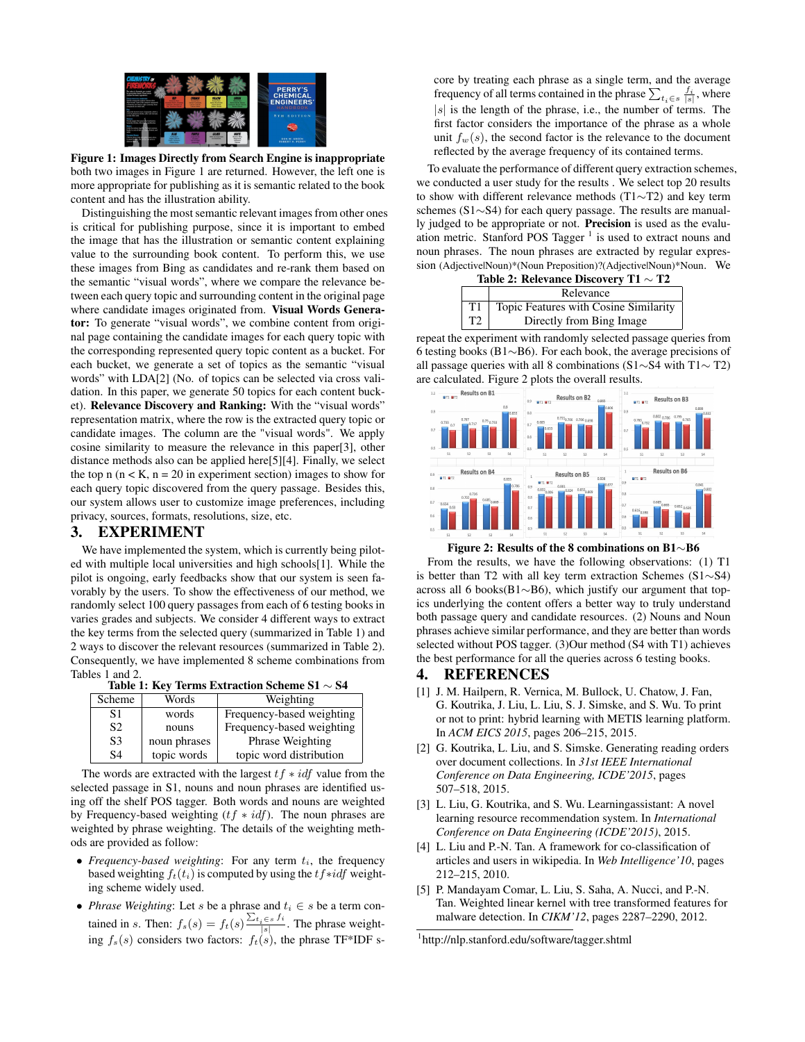**Figure 1: Images Directly from Search Engine is inappropriate**
both two images in Figure 1 are returned. However, the left one is more appropriate for publishing as it is semantic related to the book content and has the illustration ability.

Distinguishing the most semantic relevant images from other ones is critical for publishing purpose, since it is important to embed the image that has the illustration or semantic content explaining value to the surrounding book content. To perform this, we use these images from Bing as candidates and re-rank them based on the semantic "visual words", where we compare the relevance between each query topic and surrounding content in the original page where candidate images originated from. **Visual Words Generator:** To generate "visual words", we combine content from original page containing the candidate images for each query topic with the corresponding represented query topic content as a bucket. For each bucket, we generate a set of topics as the semantic "visual words" with LDA[2] (No. of topics can be selected via cross validation. In this paper, we generate 50 topics for each content bucket). **Relevance Discovery and Ranking:** With the "visual words" representation matrix, where the row is the extracted query topic or candidate images. The column are the "visual words". We apply cosine similarity to measure the relevance in this paper[3], other distance methods also can be applied here[5][4]. Finally, we select the top n (n < K, n = 20 in experiment section) images to show for each query topic discovered from the query passage. Besides this, our system allows user to customize image preferences, including privacy, sources, formats, resolutions, size, etc.

# 3. EXPERIMENT

We have implemented the system, which is currently being piloted with multiple local universities and high schools[1]. While the pilot is ongoing, early feedbacks show that our system is seen favorably by the users. To show the effectiveness of our method, we randomly select 100 query passages from each of 6 testing books in varies grades and subjects. We consider 4 different ways to extract the key terms from the selected query (summarized in Table 1) and 2 ways to discover the relevant resources (summarized in Table 2). Consequently, we have implemented 8 scheme combinations from Tables 1 and 2.

**Table 1: Key Terms Extraction Scheme S1 ~ S4**

| Scheme | Words | Weighting |
|---|---|---|
| S1 | words | Frequency-based weighting |
| S2 | nouns | Frequency-based weighting |
| S3 | noun phrases | Phrase Weighting |
| S4 | topic words | topic word distribution |

The words are extracted with the largest $tf * idf$ value from the selected passage in S1, nouns and noun phrases are identified using off the shelf POS tagger. Both words and nouns are weighted by Frequency-based weighting ($tf * idf$). The noun phrases are weighted by phrase weighting. The details of the weighting methods are provided as follow:

- *Frequency-based weighting*: For any term $t_i$, the frequency based weighting $f_t(t_i)$ is computed by using the $tf * idf$ weighting scheme widely used.
- *Phrase Weighting*: Let $s$ be a phrase and $t_i \in s$ be a term contained in $s$. Then: $f_s(s) = f_t(s)\frac{\sum_{t_i \in s} f_i}{|s|}$. The phrase weighting $f_s(s)$ considers two factors: $f_t(s)$, the phrase TF*IDF score by treating each phrase as a single term, and the average frequency of all terms contained in the phrase $\sum_{t_i \in s} \frac{f_i}{|s|}$, where $|s|$ is the length of the phrase, i.e., the number of terms. The first factor considers the importance of the phrase as a whole unit $f_w(s)$, the second factor is the relevance to the document reflected by the average frequency of its contained terms.

To evaluate the performance of different query extraction schemes, we conducted a user study for the results . We select top 20 results to show with different relevance methods (T1~T2) and key term schemes (S1~S4) for each query passage. The results are manually judged to be appropriate or not. **Precision** is used as the evaluation metric. Stanford POS Tagger [1] is used to extract nouns and noun phrases. The noun phrases are extracted by regular expression (Adjective|Noun)*(Noun Preposition)?(Adjective|Noun)*Noun. We repeat the experiment with randomly selected passage queries from 6 testing books (B1~B6). For each book, the average precisions of all passage queries with all 8 combinations (S1~S4 with T1~ T2) are calculated. Figure 2 plots the overall results.

**Table 2: Relevance Discovery T1 ~ T2**

| | Relevance |
|---|---|
| T1 | Topic Features with Cosine Similarity |
| T2 | Directly from Bing Image |

**Figure 2: Results of the 8 combinations on B1~B6**

From the results, we have the following observations: (1) T1 is better than T2 with all key term extraction Schemes (S1~S4) across all 6 books(B1~B6), which justify our argument that topics underlying the content offers a better way to truly understand both passage query and candidate resources. (2) Nouns and Noun phrases achieve similar performance, and they are better than words selected without POS tagger. (3)Our method (S4 with T1) achieves the best performance for all the queries across 6 testing books.

# 4. REFERENCES

[1] J. M. Hailpern, R. Vernica, M. Bullock, U. Chatow, J. Fan, G. Koutrika, J. Liu, L. Liu, S. J. Simske, and S. Wu. To print or not to print: hybrid learning with METIS learning platform. In *ACM EICS 2015*, pages 206–215, 2015.

[2] G. Koutrika, L. Liu, and S. Simske. Generating reading orders over document collections. In *31st IEEE International Conference on Data Engineering, ICDE'2015*, pages 507–518, 2015.

[3] L. Liu, G. Koutrika, and S. Wu. Learningassistant: A novel learning resource recommendation system. In *International Conference on Data Engineering (ICDE'2015)*, 2015.

[4] L. Liu and P.-N. Tan. A framework for co-classification of articles and users in wikipedia. In *Web Intelligence'10*, pages 212–215, 2010.

[5] P. Mandayam Comar, L. Liu, S. Saha, A. Nucci, and P.-N. Tan. Weighted linear kernel with tree transformed features for malware detection. In *CIKM'12*, pages 2287–2290, 2012.

[1] http://nlp.stanford.edu/software/tagger.shtml